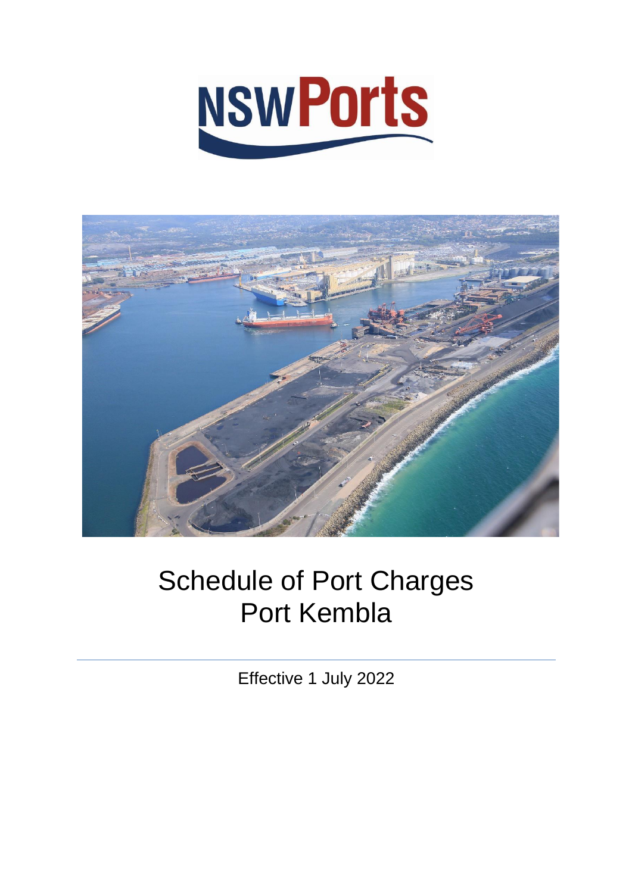NSWPorts

# Schedule of Port Charges Port Kembla

Effective 1 July 2022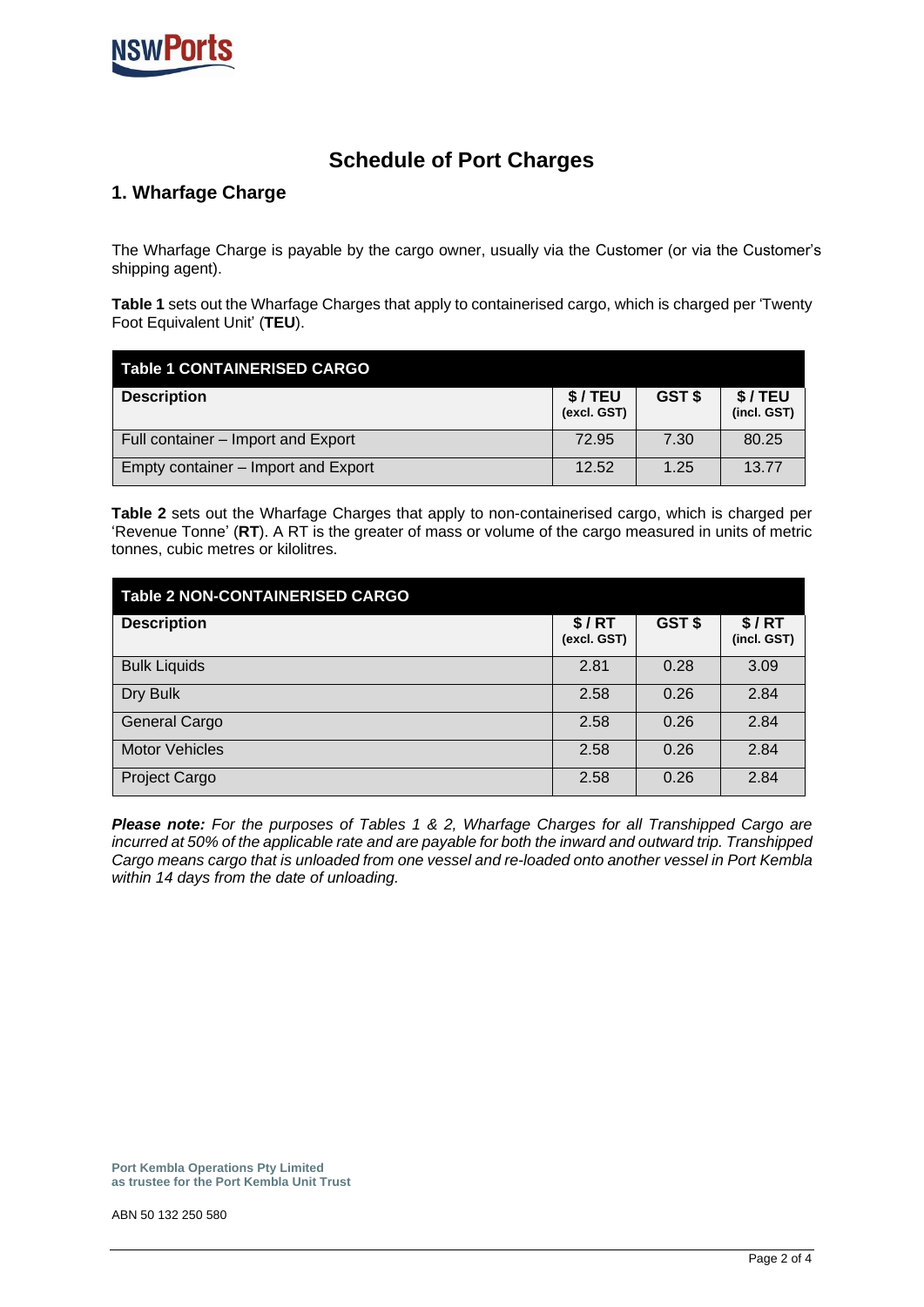# Schedule of Port Charges

## 1. Wharfage Charge

The Wharfage Charge is payable by the cargo owner, usually via the Customer (or via the Customer's shipping agent).

**Table 1** sets out the Wharfage Charges that apply to containerised cargo, which is charged per 'Twenty Foot Equivalent Unit' (**TEU**).

| **Table 1 CONTAINERISED CARGO** | | | |
|---|---|---|---|
| **Description** | **$ / TEU (excl. GST)** | **GST $** | **$ / TEU (incl. GST)** |
| Full container – Import and Export | 72.95 | 7.30 | 80.25 |
| Empty container – Import and Export | 12.52 | 1.25 | 13.77 |

**Table 2** sets out the Wharfage Charges that apply to non-containerised cargo, which is charged per 'Revenue Tonne' (**RT**). A RT is the greater of mass or volume of the cargo measured in units of metric tonnes, cubic metres or kilolitres.

| **Table 2 NON-CONTAINERISED CARGO** | | | |
|---|---|---|---|
| **Description** | **$ / RT (excl. GST)** | **GST $** | **$ / RT (incl. GST)** |
| Bulk Liquids | 2.81 | 0.28 | 3.09 |
| Dry Bulk | 2.58 | 0.26 | 2.84 |
| General Cargo | 2.58 | 0.26 | 2.84 |
| Motor Vehicles | 2.58 | 0.26 | 2.84 |
| Project Cargo | 2.58 | 0.26 | 2.84 |

***Please note:*** *For the purposes of Tables 1 & 2, Wharfage Charges for all Transhipped Cargo are incurred at 50% of the applicable rate and are payable for both the inward and outward trip. Transhipped Cargo means cargo that is unloaded from one vessel and re-loaded onto another vessel in Port Kembla within 14 days from the date of unloading.*

**Port Kembla Operations Pty Limited**
**as trustee for the Port Kembla Unit Trust**

ABN 50 132 250 580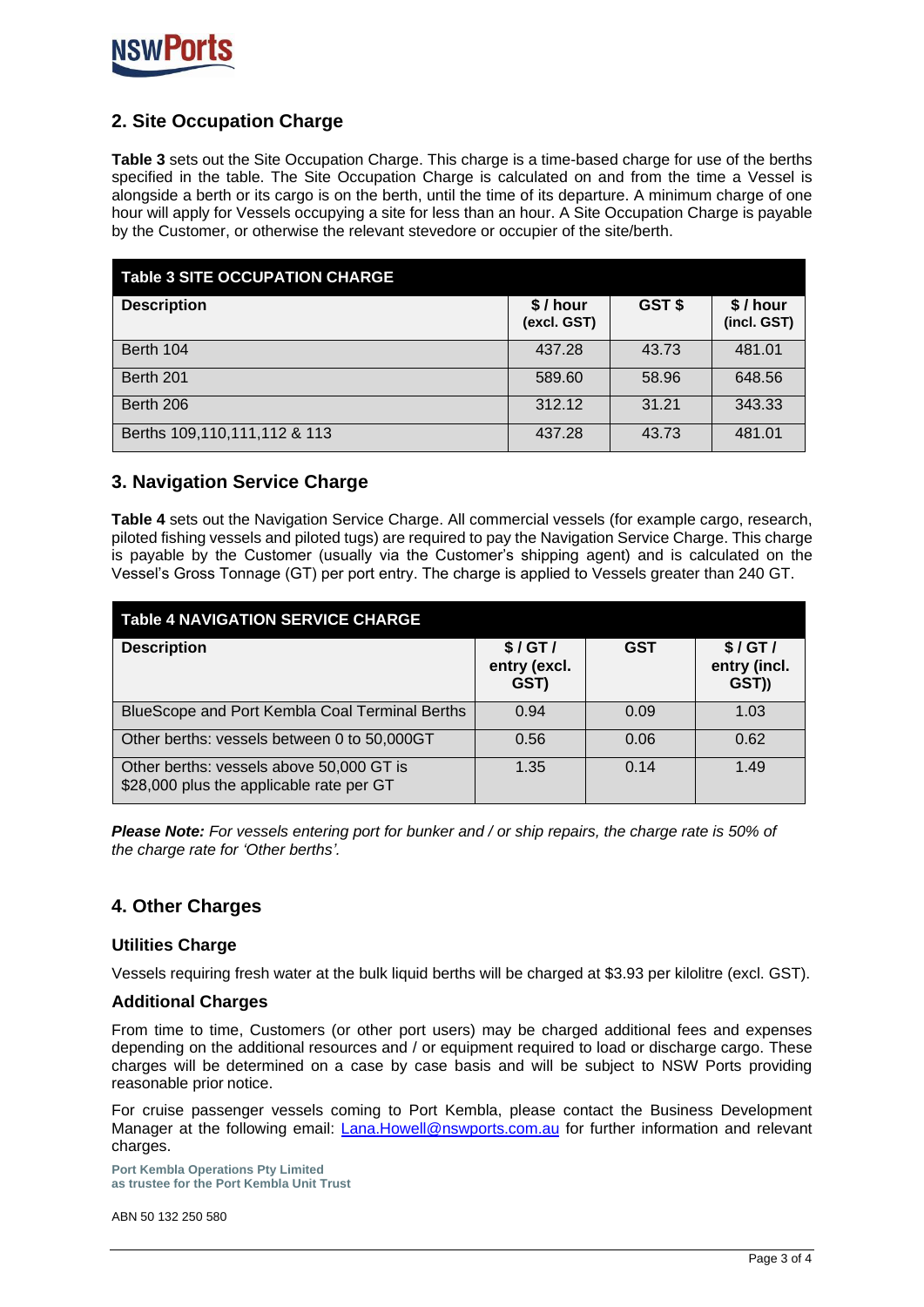## 2. Site Occupation Charge

**Table 3** sets out the Site Occupation Charge. This charge is a time-based charge for use of the berths specified in the table. The Site Occupation Charge is calculated on and from the time a Vessel is alongside a berth or its cargo is on the berth, until the time of its departure. A minimum charge of one hour will apply for Vessels occupying a site for less than an hour. A Site Occupation Charge is payable by the Customer, or otherwise the relevant stevedore or occupier of the site/berth.

| **Table 3 SITE OCCUPATION CHARGE** | | | |
|---|---|---|---|
| **Description** | **$ / hour (excl. GST)** | **GST $** | **$ / hour (incl. GST)** |
| Berth 104 | 437.28 | 43.73 | 481.01 |
| Berth 201 | 589.60 | 58.96 | 648.56 |
| Berth 206 | 312.12 | 31.21 | 343.33 |
| Berths 109,110,111,112 & 113 | 437.28 | 43.73 | 481.01 |

## 3. Navigation Service Charge

**Table 4** sets out the Navigation Service Charge. All commercial vessels (for example cargo, research, piloted fishing vessels and piloted tugs) are required to pay the Navigation Service Charge. This charge is payable by the Customer (usually via the Customer's shipping agent) and is calculated on the Vessel's Gross Tonnage (GT) per port entry. The charge is applied to Vessels greater than 240 GT.

| **Table 4 NAVIGATION SERVICE CHARGE** | | | |
|---|---|---|---|
| **Description** | **$ / GT / entry (excl. GST)** | **GST** | **$ / GT / entry (incl. GST))** |
| BlueScope and Port Kembla Coal Terminal Berths | 0.94 | 0.09 | 1.03 |
| Other berths: vessels between 0 to 50,000GT | 0.56 | 0.06 | 0.62 |
| Other berths: vessels above 50,000 GT is $28,000 plus the applicable rate per GT | 1.35 | 0.14 | 1.49 |

***Please Note:*** *For vessels entering port for bunker and / or ship repairs, the charge rate is 50% of the charge rate for 'Other berths'.*

## 4. Other Charges

### Utilities Charge

Vessels requiring fresh water at the bulk liquid berths will be charged at $3.93 per kilolitre (excl. GST).

### Additional Charges

From time to time, Customers (or other port users) may be charged additional fees and expenses depending on the additional resources and / or equipment required to load or discharge cargo. These charges will be determined on a case by case basis and will be subject to NSW Ports providing reasonable prior notice.

For cruise passenger vessels coming to Port Kembla, please contact the Business Development Manager at the following email: Lana.Howell@nswports.com.au for further information and relevant charges.

**Port Kembla Operations Pty Limited**
**as trustee for the Port Kembla Unit Trust**

ABN 50 132 250 580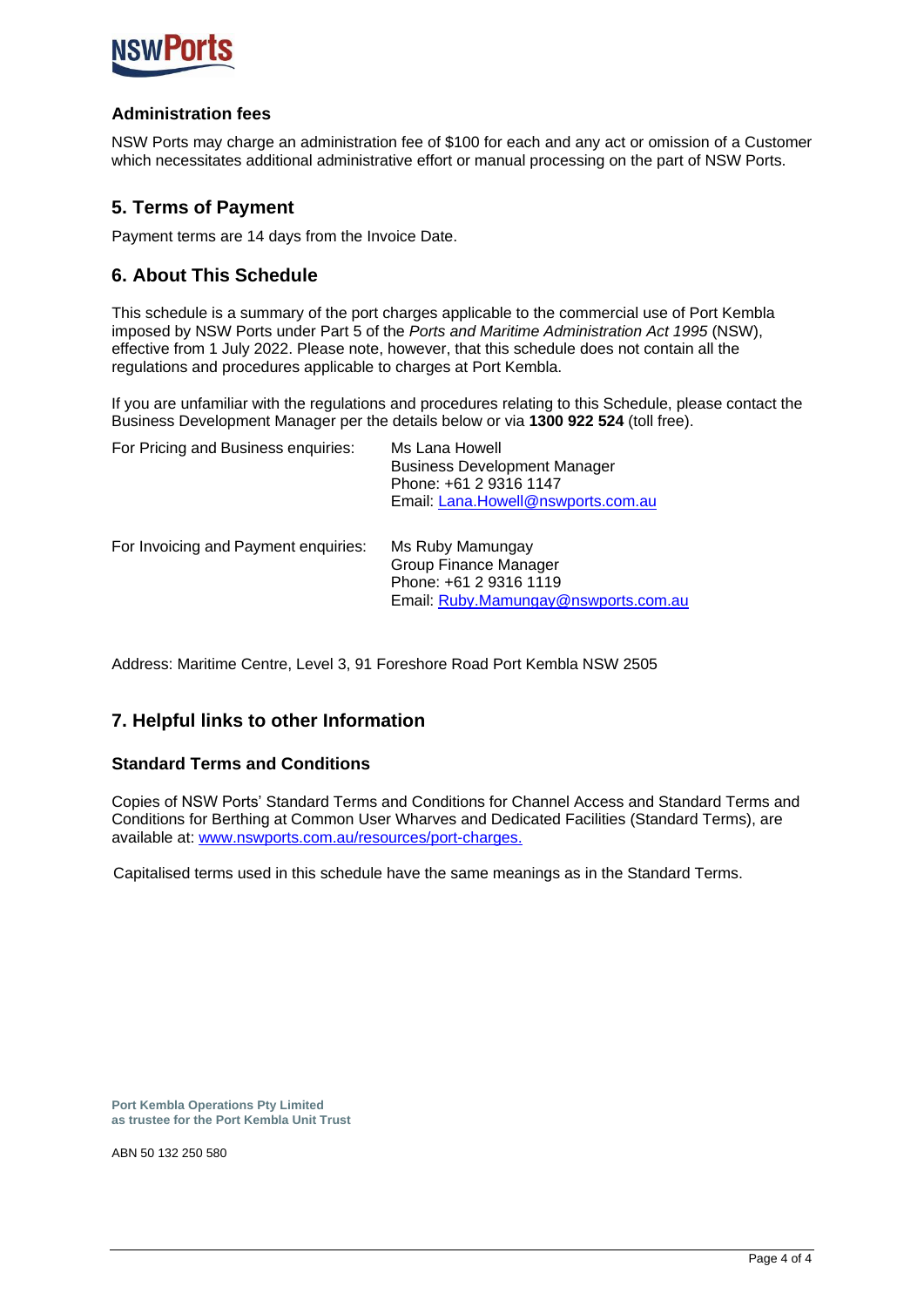### Administration fees

NSW Ports may charge an administration fee of $100 for each and any act or omission of a Customer which necessitates additional administrative effort or manual processing on the part of NSW Ports.

## 5. Terms of Payment

Payment terms are 14 days from the Invoice Date.

## 6. About This Schedule

This schedule is a summary of the port charges applicable to the commercial use of Port Kembla imposed by NSW Ports under Part 5 of the *Ports and Maritime Administration Act 1995* (NSW), effective from 1 July 2022. Please note, however, that this schedule does not contain all the regulations and procedures applicable to charges at Port Kembla.

If you are unfamiliar with the regulations and procedures relating to this Schedule, please contact the Business Development Manager per the details below or via **1300 922 524** (toll free).

| | |
|---|---|
| For Pricing and Business enquiries: | Ms Lana Howell<br>Business Development Manager<br>Phone: +61 2 9316 1147<br>Email: Lana.Howell@nswports.com.au |
| For Invoicing and Payment enquiries: | Ms Ruby Mamungay<br>Group Finance Manager<br>Phone: +61 2 9316 1119<br>Email: Ruby.Mamungay@nswports.com.au |

Address: Maritime Centre, Level 3, 91 Foreshore Road Port Kembla NSW 2505

## 7. Helpful links to other Information

### Standard Terms and Conditions

Copies of NSW Ports' Standard Terms and Conditions for Channel Access and Standard Terms and Conditions for Berthing at Common User Wharves and Dedicated Facilities (Standard Terms), are available at: www.nswports.com.au/resources/port-charges.

Capitalised terms used in this schedule have the same meanings as in the Standard Terms.

**Port Kembla Operations Pty Limited**
**as trustee for the Port Kembla Unit Trust**

ABN 50 132 250 580